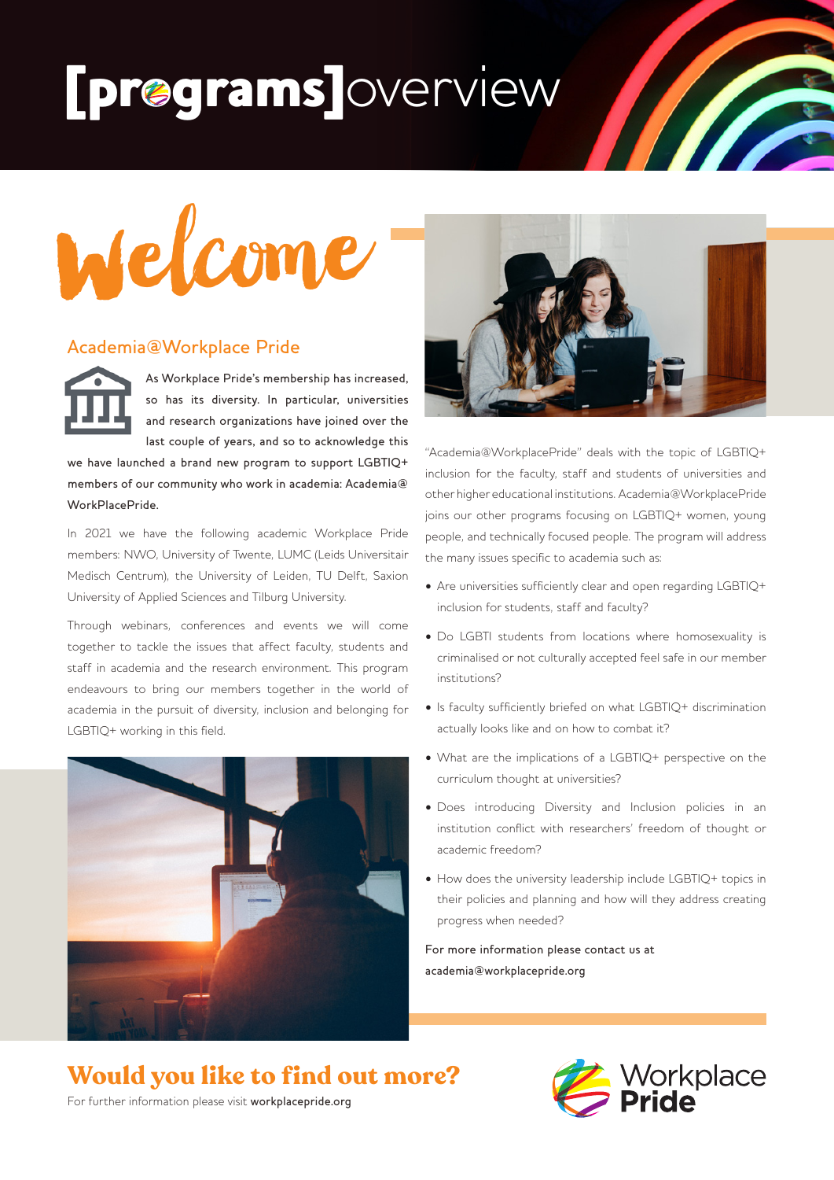# [programs]overview

## Welcome

### Academia@Workplace Pride

**As Workplace Pride's membership has increased, so has its diversity. In particular, universities and research organizations have joined over the last couple of years, and so to acknowledge this we have launched a brand new program to support LGBTIQ+ members of our community who work in academia: Academia@WorkPlacePride.**

In 2021 we have the following academic Workplace Pride members: NWO, University of Twente, LUMC (Leids Universitair Medisch Centrum), the University of Leiden, TU Delft, Saxion University of Applied Sciences and Tilburg University.

Through webinars, conferences and events we will come together to tackle the issues that affect faculty, students and staff in academia and the research environment. This program endeavours to bring our members together in the world of academia in the pursuit of diversity, inclusion and belonging for LGBTIQ+ working in this field.

"Academia@WorkplacePride" deals with the topic of LGBTIQ+ inclusion for the faculty, staff and students of universities and other higher educational institutions. Academia@WorkplacePride joins our other programs focusing on LGBTIQ+ women, young people, and technically focused people. The program will address the many issues specific to academia such as:

- Are universities sufficiently clear and open regarding LGBTIQ+ inclusion for students, staff and faculty?
- Do LGBTI students from locations where homosexuality is criminalised or not culturally accepted feel safe in our member institutions?
- Is faculty sufficiently briefed on what LGBTIQ+ discrimination actually looks like and on how to combat it?
- What are the implications of a LGBTIQ+ perspective on the curriculum thought at universities?
- Does introducing Diversity and Inclusion policies in an institution conflict with researchers' freedom of thought or academic freedom?
- How does the university leadership include LGBTIQ+ topics in their policies and planning and how will they address creating progress when needed?

For more information please contact us at academia@workplacepride.org

## Would you like to find out more?

For further information please visit **workplacepride.org**

Workplace **Pride**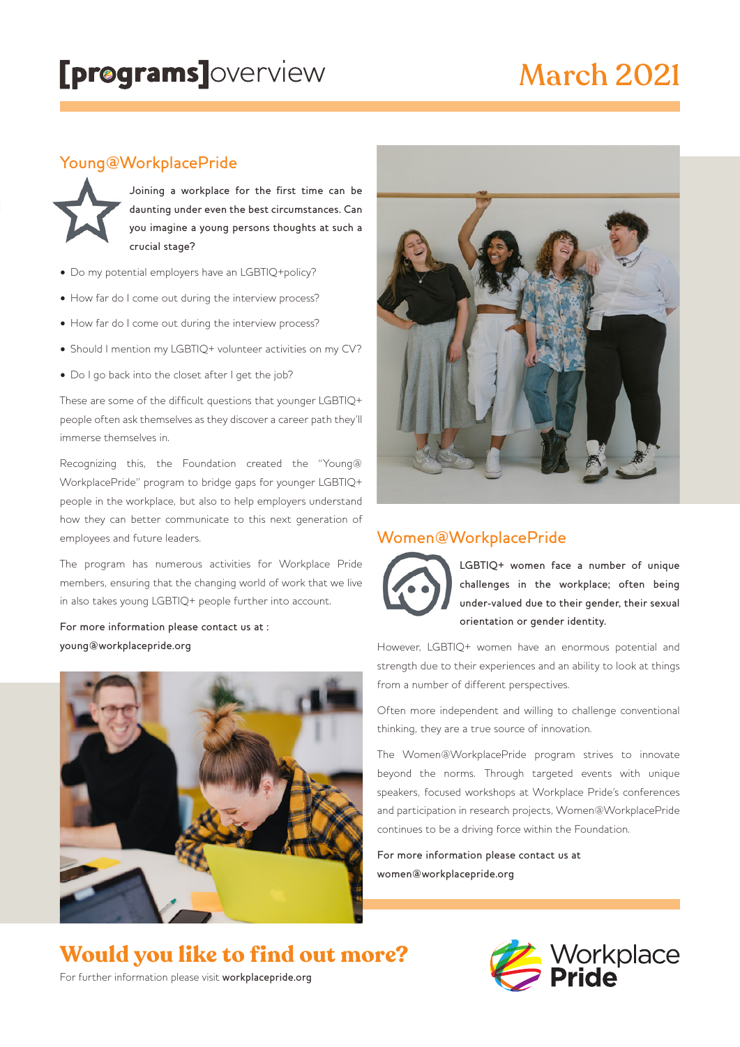# [programs]overview

## March 2021

### Young@WorkplacePride

Joining a workplace for the first time can be daunting under even the best circumstances. Can you imagine a young persons thoughts at such a crucial stage?

- Do my potential employers have an LGBTIQ+policy?
- How far do I come out during the interview process?
- How far do I come out during the interview process?
- Should I mention my LGBTIQ+ volunteer activities on my CV?
- Do I go back into the closet after I get the job?

These are some of the difficult questions that younger LGBTIQ+ people often ask themselves as they discover a career path they'll immerse themselves in.

Recognizing this, the Foundation created the "Young@WorkplacePride" program to bridge gaps for younger LGBTIQ+ people in the workplace, but also to help employers understand how they can better communicate to this next generation of employees and future leaders.

The program has numerous activities for Workplace Pride members, ensuring that the changing world of work that we live in also takes young LGBTIQ+ people further into account.

For more information please contact us at :
young@workplacepride.org

### Women@WorkplacePride

LGBTIQ+ women face a number of unique challenges in the workplace; often being under-valued due to their gender, their sexual orientation or gender identity.

However, LGBTIQ+ women have an enormous potential and strength due to their experiences and an ability to look at things from a number of different perspectives.

Often more independent and willing to challenge conventional thinking, they are a true source of innovation.

The Women@WorkplacePride program strives to innovate beyond the norms. Through targeted events with unique speakers, focused workshops at Workplace Pride's conferences and participation in research projects, Women@WorkplacePride continues to be a driving force within the Foundation.

For more information please contact us at
women@workplacepride.org

## Would you like to find out more?

For further information please visit **workplacepride.org**

Workplace Pride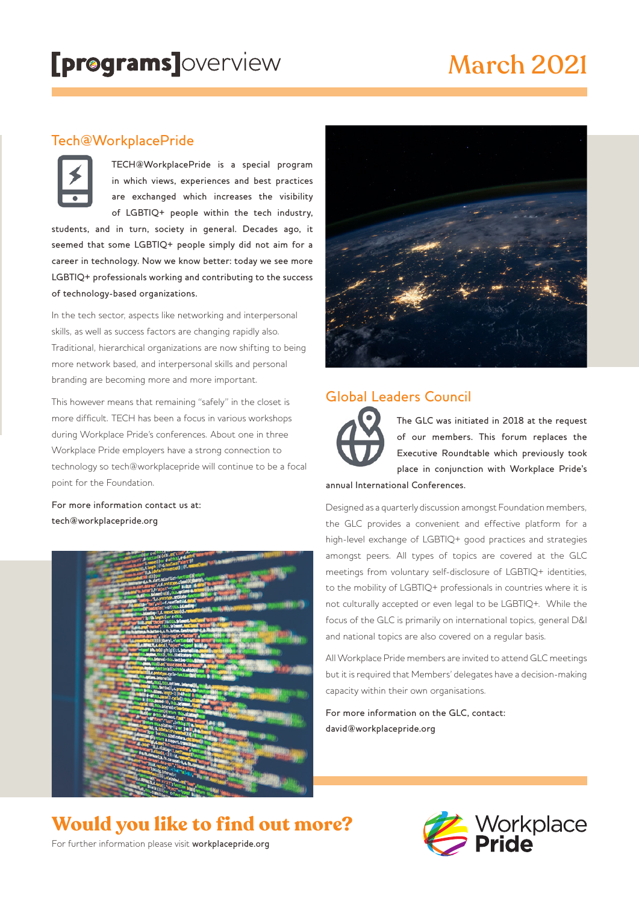# [programs]overview

# March 2021

## Tech@WorkplacePride

TECH@WorkplacePride is a special program in which views, experiences and best practices are exchanged which increases the visibility of LGBTIQ+ people within the tech industry, students, and in turn, society in general. Decades ago, it seemed that some LGBTIQ+ people simply did not aim for a career in technology. Now we know better: today we see more LGBTIQ+ professionals working and contributing to the success of technology-based organizations.

In the tech sector, aspects like networking and interpersonal skills, as well as success factors are changing rapidly also. Traditional, hierarchical organizations are now shifting to being more network based, and interpersonal skills and personal branding are becoming more and more important.

This however means that remaining "safely" in the closet is more difficult. TECH has been a focus in various workshops during Workplace Pride's conferences. About one in three Workplace Pride employers have a strong connection to technology so tech@workplacepride will continue to be a focal point for the Foundation.

For more information contact us at:
tech@workplacepride.org

## Global Leaders Council

The GLC was initiated in 2018 at the request of our members. This forum replaces the Executive Roundtable which previously took place in conjunction with Workplace Pride's annual International Conferences.

Designed as a quarterly discussion amongst Foundation members, the GLC provides a convenient and effective platform for a high-level exchange of LGBTIQ+ good practices and strategies amongst peers. All types of topics are covered at the GLC meetings from voluntary self-disclosure of LGBTIQ+ identities, to the mobility of LGBTIQ+ professionals in countries where it is not culturally accepted or even legal to be LGBTIQ+. While the focus of the GLC is primarily on international topics, general D&I and national topics are also covered on a regular basis.

All Workplace Pride members are invited to attend GLC meetings but it is required that Members' delegates have a decision-making capacity within their own organisations.

For more information on the GLC, contact:
david@workplacepride.org

## Would you like to find out more?

For further information please visit **workplacepride.org**

Workplace Pride